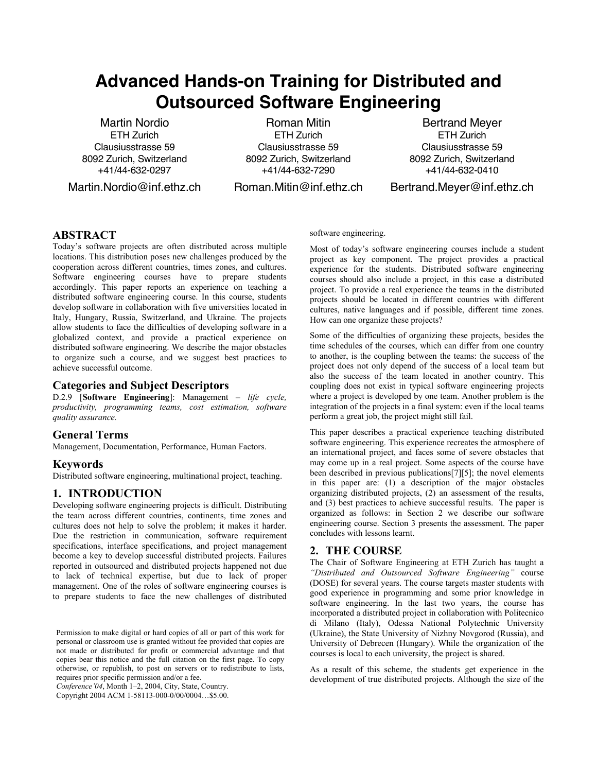# Advanced Hands-on Training for Distributed and Outsourced Software Engineering

Martin Nordio
ETH Zurich
Clausiusstrasse 59
8092 Zurich, Switzerland
+41/44-632-0297
Martin.Nordio@inf.ethz.ch

Roman Mitin
ETH Zurich
Clausiusstrasse 59
8092 Zurich, Switzerland
+41/44-632-7290
Roman.Mitin@inf.ethz.ch

Bertrand Meyer
ETH Zurich
Clausiusstrasse 59
8092 Zurich, Switzerland
+41/44-632-0410
Bertrand.Meyer@inf.ethz.ch

## ABSTRACT

Today's software projects are often distributed across multiple locations. This distribution poses new challenges produced by the cooperation across different countries, times zones, and cultures. Software engineering courses have to prepare students accordingly. This paper reports an experience on teaching a distributed software engineering course. In this course, students develop software in collaboration with five universities located in Italy, Hungary, Russia, Switzerland, and Ukraine. The projects allow students to face the difficulties of developing software in a globalized context, and provide a practical experience on distributed software engineering. We describe the major obstacles to organize such a course, and we suggest best practices to achieve successful outcome.

## Categories and Subject Descriptors

D.2.9 [**Software Engineering**]: Management – *life cycle, productivity, programming teams, cost estimation, software quality assurance.*

## General Terms

Management, Documentation, Performance, Human Factors.

## Keywords

Distributed software engineering, multinational project, teaching.

## 1. INTRODUCTION

Developing software engineering projects is difficult. Distributing the team across different countries, continents, time zones and cultures does not help to solve the problem; it makes it harder. Due the restriction in communication, software requirement specifications, interface specifications, and project management become a key to develop successful distributed projects. Failures reported in outsourced and distributed projects happened not due to lack of technical expertise, but due to lack of proper management. One of the roles of software engineering courses is to prepare students to face the new challenges of distributed software engineering.

Most of today's software engineering courses include a student project as key component. The project provides a practical experience for the students. Distributed software engineering courses should also include a project, in this case a distributed project. To provide a real experience the teams in the distributed projects should be located in different countries with different cultures, native languages and if possible, different time zones. How can one organize these projects?

Some of the difficulties of organizing these projects, besides the time schedules of the courses, which can differ from one country to another, is the coupling between the teams: the success of the project does not only depend of the success of a local team but also the success of the team located in another country. This coupling does not exist in typical software engineering projects where a project is developed by one team. Another problem is the integration of the projects in a final system: even if the local teams perform a great job, the project might still fail.

This paper describes a practical experience teaching distributed software engineering. This experience recreates the atmosphere of an international project, and faces some of severe obstacles that may come up in a real project. Some aspects of the course have been described in previous publications[7][5]; the novel elements in this paper are: (1) a description of the major obstacles organizing distributed projects, (2) an assessment of the results, and (3) best practices to achieve successful results. The paper is organized as follows: in Section 2 we describe our software engineering course. Section 3 presents the assessment. The paper concludes with lessons learnt.

## 2. THE COURSE

The Chair of Software Engineering at ETH Zurich has taught a *"Distributed and Outsourced Software Engineering"* course (DOSE) for several years. The course targets master students with good experience in programming and some prior knowledge in software engineering. In the last two years, the course has incorporated a distributed project in collaboration with Politecnico di Milano (Italy), Odessa National Polytechnic University (Ukraine), the State University of Nizhny Novgorod (Russia), and University of Debrecen (Hungary). While the organization of the courses is local to each university, the project is shared.

As a result of this scheme, the students get experience in the development of true distributed projects. Although the size of the

Permission to make digital or hard copies of all or part of this work for personal or classroom use is granted without fee provided that copies are not made or distributed for profit or commercial advantage and that copies bear this notice and the full citation on the first page. To copy otherwise, or republish, to post on servers or to redistribute to lists, requires prior specific permission and/or a fee.
*Conference'04*, Month 1–2, 2004, City, State, Country.
Copyright 2004 ACM 1-58113-000-0/00/0004…$5.00.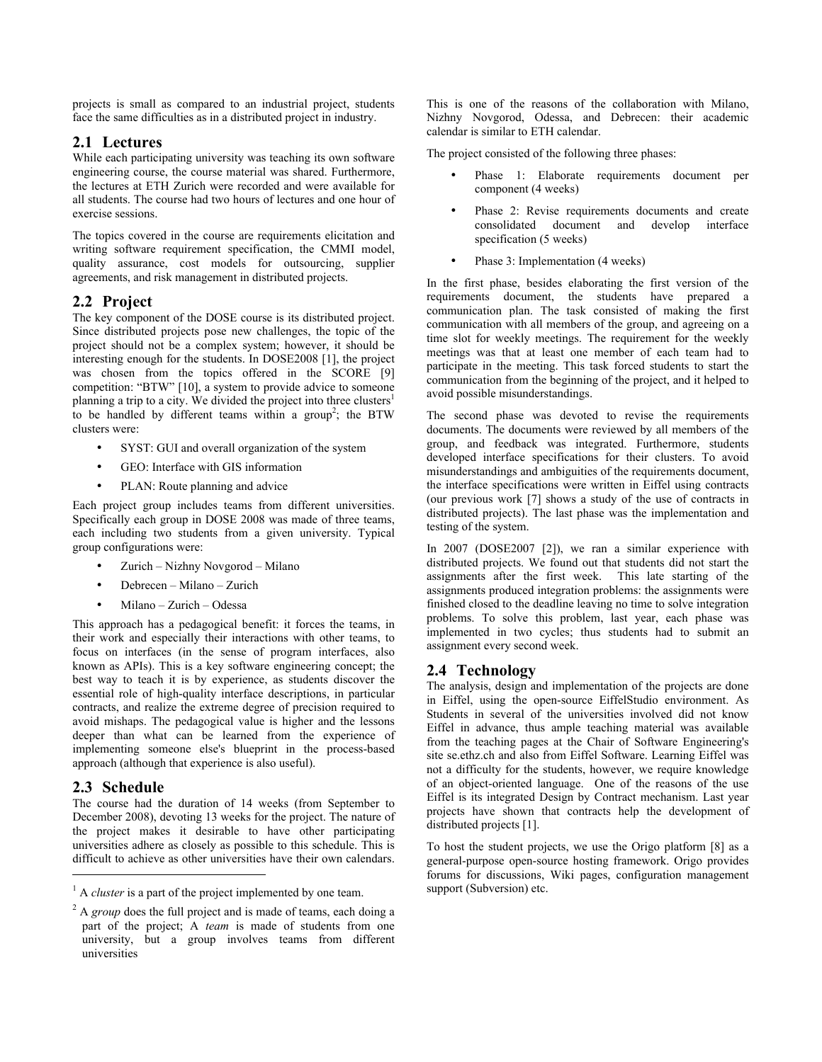projects is small as compared to an industrial project, students face the same difficulties as in a distributed project in industry.

## 2.1 Lectures

While each participating university was teaching its own software engineering course, the course material was shared. Furthermore, the lectures at ETH Zurich were recorded and were available for all students. The course had two hours of lectures and one hour of exercise sessions.

The topics covered in the course are requirements elicitation and writing software requirement specification, the CMMI model, quality assurance, cost models for outsourcing, supplier agreements, and risk management in distributed projects.

## 2.2 Project

The key component of the DOSE course is its distributed project. Since distributed projects pose new challenges, the topic of the project should not be a complex system; however, it should be interesting enough for the students. In DOSE2008 [1], the project was chosen from the topics offered in the SCORE [9] competition: "BTW" [10], a system to provide advice to someone planning a trip to a city. We divided the project into three clusters[1] to be handled by different teams within a group[2]; the BTW clusters were:

- SYST: GUI and overall organization of the system
- GEO: Interface with GIS information
- PLAN: Route planning and advice

Each project group includes teams from different universities. Specifically each group in DOSE 2008 was made of three teams, each including two students from a given university. Typical group configurations were:

- Zurich – Nizhny Novgorod – Milano
- Debrecen – Milano – Zurich
- Milano – Zurich – Odessa

This approach has a pedagogical benefit: it forces the teams, in their work and especially their interactions with other teams, to focus on interfaces (in the sense of program interfaces, also known as APIs). This is a key software engineering concept; the best way to teach it is by experience, as students discover the essential role of high-quality interface descriptions, in particular contracts, and realize the extreme degree of precision required to avoid mishaps. The pedagogical value is higher and the lessons deeper than what can be learned from the experience of implementing someone else's blueprint in the process-based approach (although that experience is also useful).

## 2.3 Schedule

The course had the duration of 14 weeks (from September to December 2008), devoting 13 weeks for the project. The nature of the project makes it desirable to have other participating universities adhere as closely as possible to this schedule. This is difficult to achieve as other universities have their own calendars. This is one of the reasons of the collaboration with Milano, Nizhny Novgorod, Odessa, and Debrecen: their academic calendar is similar to ETH calendar.

The project consisted of the following three phases:

- Phase 1: Elaborate requirements document per component (4 weeks)
- Phase 2: Revise requirements documents and create consolidated document and develop interface specification (5 weeks)
- Phase 3: Implementation (4 weeks)

In the first phase, besides elaborating the first version of the requirements document, the students have prepared a communication plan. The task consisted of making the first communication with all members of the group, and agreeing on a time slot for weekly meetings. The requirement for the weekly meetings was that at least one member of each team had to participate in the meeting. This task forced students to start the communication from the beginning of the project, and it helped to avoid possible misunderstandings.

The second phase was devoted to revise the requirements documents. The documents were reviewed by all members of the group, and feedback was integrated. Furthermore, students developed interface specifications for their clusters. To avoid misunderstandings and ambiguities of the requirements document, the interface specifications were written in Eiffel using contracts (our previous work [7] shows a study of the use of contracts in distributed projects). The last phase was the implementation and testing of the system.

In 2007 (DOSE2007 [2]), we ran a similar experience with distributed projects. We found out that students did not start the assignments after the first week. This late starting of the assignments produced integration problems: the assignments were finished closed to the deadline leaving no time to solve integration problems. To solve this problem, last year, each phase was implemented in two cycles; thus students had to submit an assignment every second week.

## 2.4 Technology

The analysis, design and implementation of the projects are done in Eiffel, using the open-source EiffelStudio environment. As Students in several of the universities involved did not know Eiffel in advance, thus ample teaching material was available from the teaching pages at the Chair of Software Engineering's site se.ethz.ch and also from Eiffel Software. Learning Eiffel was not a difficulty for the students, however, we require knowledge of an object-oriented language. One of the reasons of the use Eiffel is its integrated Design by Contract mechanism. Last year projects have shown that contracts help the development of distributed projects [1].

To host the student projects, we use the Origo platform [8] as a general-purpose open-source hosting framework. Origo provides forums for discussions, Wiki pages, configuration management support (Subversion) etc.

---

[1] A *cluster* is a part of the project implemented by one team.

[2] A *group* does the full project and is made of teams, each doing a part of the project; A *team* is made of students from one university, but a group involves teams from different universities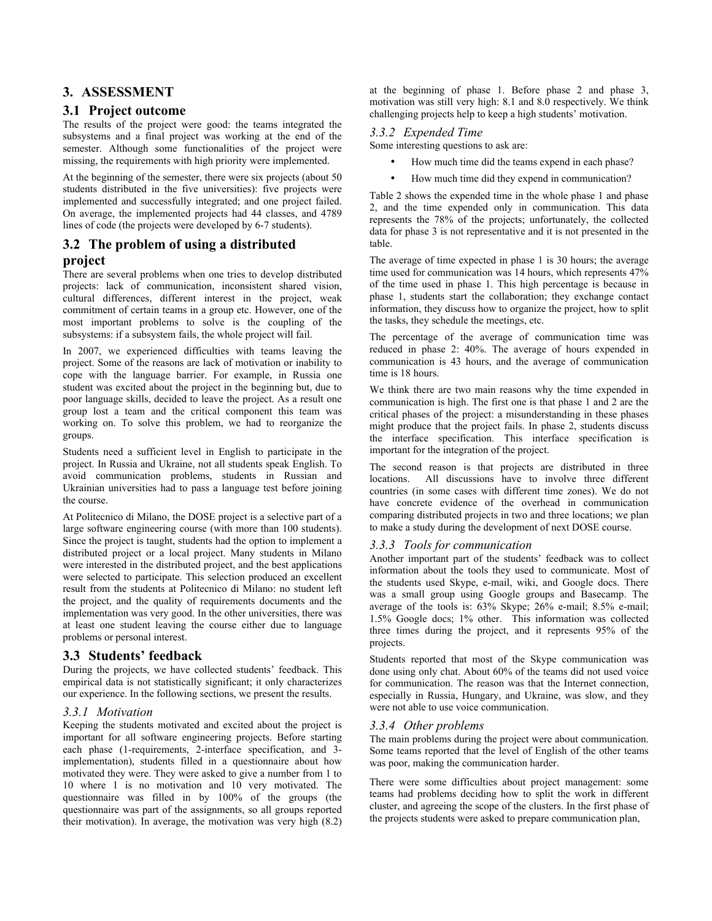## 3. ASSESSMENT

### 3.1 Project outcome

The results of the project were good: the teams integrated the subsystems and a final project was working at the end of the semester. Although some functionalities of the project were missing, the requirements with high priority were implemented.

At the beginning of the semester, there were six projects (about 50 students distributed in the five universities): five projects were implemented and successfully integrated; and one project failed. On average, the implemented projects had 44 classes, and 4789 lines of code (the projects were developed by 6-7 students).

### 3.2 The problem of using a distributed project

There are several problems when one tries to develop distributed projects: lack of communication, inconsistent shared vision, cultural differences, different interest in the project, weak commitment of certain teams in a group etc. However, one of the most important problems to solve is the coupling of the subsystems: if a subsystem fails, the whole project will fail.

In 2007, we experienced difficulties with teams leaving the project. Some of the reasons are lack of motivation or inability to cope with the language barrier. For example, in Russia one student was excited about the project in the beginning but, due to poor language skills, decided to leave the project. As a result one group lost a team and the critical component this team was working on. To solve this problem, we had to reorganize the groups.

Students need a sufficient level in English to participate in the project. In Russia and Ukraine, not all students speak English. To avoid communication problems, students in Russian and Ukrainian universities had to pass a language test before joining the course.

At Politecnico di Milano, the DOSE project is a selective part of a large software engineering course (with more than 100 students). Since the project is taught, students had the option to implement a distributed project or a local project. Many students in Milano were interested in the distributed project, and the best applications were selected to participate. This selection produced an excellent result from the students at Politecnico di Milano: no student left the project, and the quality of requirements documents and the implementation was very good. In the other universities, there was at least one student leaving the course either due to language problems or personal interest.

### 3.3 Students' feedback

During the projects, we have collected students' feedback. This empirical data is not statistically significant; it only characterizes our experience. In the following sections, we present the results.

#### 3.3.1 Motivation

Keeping the students motivated and excited about the project is important for all software engineering projects. Before starting each phase (1-requirements, 2-interface specification, and 3-implementation), students filled in a questionnaire about how motivated they were. They were asked to give a number from 1 to 10 where 1 is no motivation and 10 very motivated. The questionnaire was filled in by 100% of the groups (the questionnaire was part of the assignments, so all groups reported their motivation). In average, the motivation was very high (8.2) at the beginning of phase 1. Before phase 2 and phase 3, motivation was still very high: 8.1 and 8.0 respectively. We think challenging projects help to keep a high students' motivation.

#### 3.3.2 Expended Time

Some interesting questions to ask are:

- How much time did the teams expend in each phase?
- How much time did they expend in communication?

Table 2 shows the expended time in the whole phase 1 and phase 2, and the time expended only in communication. This data represents the 78% of the projects; unfortunately, the collected data for phase 3 is not representative and it is not presented in the table.

The average of time expected in phase 1 is 30 hours; the average time used for communication was 14 hours, which represents 47% of the time used in phase 1. This high percentage is because in phase 1, students start the collaboration; they exchange contact information, they discuss how to organize the project, how to split the tasks, they schedule the meetings, etc.

The percentage of the average of communication time was reduced in phase 2: 40%. The average of hours expended in communication is 43 hours, and the average of communication time is 18 hours.

We think there are two main reasons why the time expended in communication is high. The first one is that phase 1 and 2 are the critical phases of the project: a misunderstanding in these phases might produce that the project fails. In phase 2, students discuss the interface specification. This interface specification is important for the integration of the project.

The second reason is that projects are distributed in three locations. All discussions have to involve three different countries (in some cases with different time zones). We do not have concrete evidence of the overhead in communication comparing distributed projects in two and three locations; we plan to make a study during the development of next DOSE course.

#### 3.3.3 Tools for communication

Another important part of the students' feedback was to collect information about the tools they used to communicate. Most of the students used Skype, e-mail, wiki, and Google docs. There was a small group using Google groups and Basecamp. The average of the tools is: 63% Skype; 26% e-mail; 8.5% e-mail; 1.5% Google docs; 1% other. This information was collected three times during the project, and it represents 95% of the projects.

Students reported that most of the Skype communication was done using only chat. About 60% of the teams did not used voice for communication. The reason was that the Internet connection, especially in Russia, Hungary, and Ukraine, was slow, and they were not able to use voice communication.

#### 3.3.4 Other problems

The main problems during the project were about communication. Some teams reported that the level of English of the other teams was poor, making the communication harder.

There were some difficulties about project management: some teams had problems deciding how to split the work in different cluster, and agreeing the scope of the clusters. In the first phase of the projects students were asked to prepare communication plan,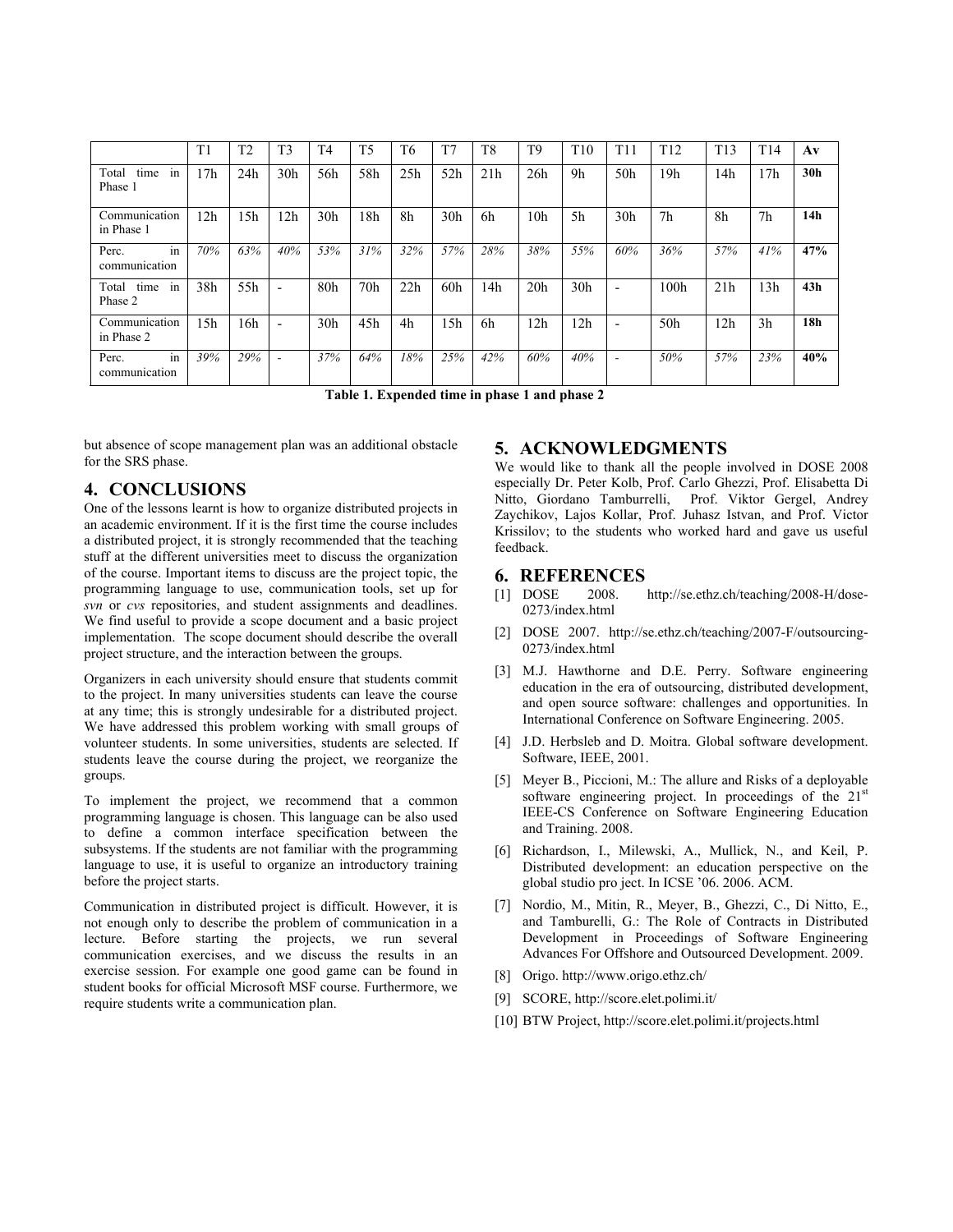| | T1 | T2 | T3 | T4 | T5 | T6 | T7 | T8 | T9 | T10 | T11 | T12 | T13 | T14 | **Av** |
|---|---|---|---|---|---|---|---|---|---|---|---|---|---|---|---|
| Total time in Phase 1 | 17h | 24h | 30h | 56h | 58h | 25h | 52h | 21h | 26h | 9h | 50h | 19h | 14h | 17h | **30h** |
| Communication in Phase 1 | 12h | 15h | 12h | 30h | 18h | 8h | 30h | 6h | 10h | 5h | 30h | 7h | 8h | 7h | **14h** |
| Perc. in communication | *70%* | *63%* | *40%* | *53%* | *31%* | *32%* | *57%* | *28%* | *38%* | *55%* | *60%* | *36%* | *57%* | *41%* | **47%** |
| Total time in Phase 2 | 38h | 55h | - | 80h | 70h | 22h | 60h | 14h | 20h | 30h | - | 100h | 21h | 13h | **43h** |
| Communication in Phase 2 | 15h | 16h | - | 30h | 45h | 4h | 15h | 6h | 12h | 12h | - | 50h | 12h | 3h | **18h** |
| Perc. in communication | *39%* | *29%* | - | *37%* | *64%* | *18%* | *25%* | *42%* | *60%* | *40%* | - | *50%* | *57%* | *23%* | **40%** |

**Table 1. Expended time in phase 1 and phase 2**

but absence of scope management plan was an additional obstacle for the SRS phase.

## 4. CONCLUSIONS

One of the lessons learnt is how to organize distributed projects in an academic environment. If it is the first time the course includes a distributed project, it is strongly recommended that the teaching stuff at the different universities meet to discuss the organization of the course. Important items to discuss are the project topic, the programming language to use, communication tools, set up for *svn* or *cvs* repositories, and student assignments and deadlines. We find useful to provide a scope document and a basic project implementation. The scope document should describe the overall project structure, and the interaction between the groups.

Organizers in each university should ensure that students commit to the project. In many universities students can leave the course at any time; this is strongly undesirable for a distributed project. We have addressed this problem working with small groups of volunteer students. In some universities, students are selected. If students leave the course during the project, we reorganize the groups.

To implement the project, we recommend that a common programming language is chosen. This language can be also used to define a common interface specification between the subsystems. If the students are not familiar with the programming language to use, it is useful to organize an introductory training before the project starts.

Communication in distributed project is difficult. However, it is not enough only to describe the problem of communication in a lecture. Before starting the projects, we run several communication exercises, and we discuss the results in an exercise session. For example one good game can be found in student books for official Microsoft MSF course. Furthermore, we require students write a communication plan.

## 5. ACKNOWLEDGMENTS

We would like to thank all the people involved in DOSE 2008 especially Dr. Peter Kolb, Prof. Carlo Ghezzi, Prof. Elisabetta Di Nitto, Giordano Tamburrelli, Prof. Viktor Gergel, Andrey Zaychikov, Lajos Kollar, Prof. Juhasz Istvan, and Prof. Victor Krissilov; to the students who worked hard and gave us useful feedback.

## 6. REFERENCES

[1] DOSE 2008. http://se.ethz.ch/teaching/2008-H/dose-0273/index.html

[2] DOSE 2007. http://se.ethz.ch/teaching/2007-F/outsourcing-0273/index.html

[3] M.J. Hawthorne and D.E. Perry. Software engineering education in the era of outsourcing, distributed development, and open source software: challenges and opportunities. In International Conference on Software Engineering. 2005.

[4] J.D. Herbsleb and D. Moitra. Global software development. Software, IEEE, 2001.

[5] Meyer B., Piccioni, M.: The allure and Risks of a deployable software engineering project. In proceedings of the 21st IEEE-CS Conference on Software Engineering Education and Training. 2008.

[6] Richardson, I., Milewski, A., Mullick, N., and Keil, P. Distributed development: an education perspective on the global studio pro ject. In ICSE '06. 2006. ACM.

[7] Nordio, M., Mitin, R., Meyer, B., Ghezzi, C., Di Nitto, E., and Tamburelli, G.: The Role of Contracts in Distributed Development in Proceedings of Software Engineering Advances For Offshore and Outsourced Development. 2009.

[8] Origo. http://www.origo.ethz.ch/

[9] SCORE, http://score.elet.polimi.it/

[10] BTW Project, http://score.elet.polimi.it/projects.html